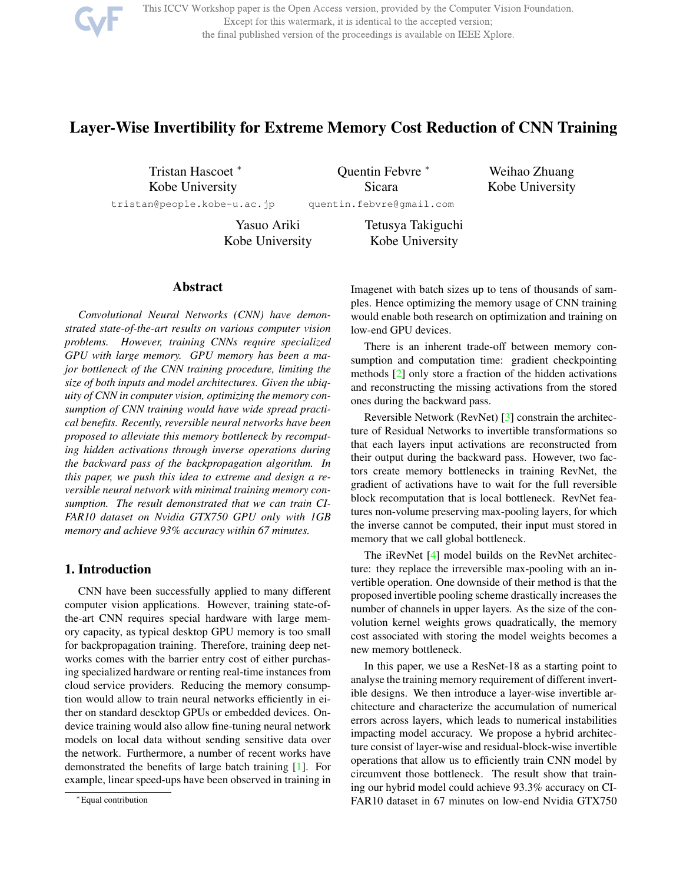# Layer-Wise Invertibility for Extreme Memory Cost Reduction of CNN Training

Tristan Hascoet * (Kobe University) tristan@people.kobe-u.ac.jp
Quentin Febvre * (Sicara) quentin.febvre@gmail.com
Weihao Zhuang (Kobe University)
Yasuo Ariki (Kobe University)
Tetusya Takiguchi (Kobe University)

## Abstract

*Convolutional Neural Networks (CNN) have demonstrated state-of-the-art results on various computer vision problems. However, training CNNs require specialized GPU with large memory. GPU memory has been a major bottleneck of the CNN training procedure, limiting the size of both inputs and model architectures. Given the ubiquity of CNN in computer vision, optimizing the memory consumption of CNN training would have wide spread practical benefits. Recently, reversible neural networks have been proposed to alleviate this memory bottleneck by recomputing hidden activations through inverse operations during the backward pass of the backpropagation algorithm. In this paper, we push this idea to extreme and design a reversible neural network with minimal training memory consumption. The result demonstrated that we can train CIFAR10 dataset on Nvidia GTX750 GPU only with 1GB memory and achieve 93% accuracy within 67 minutes.*

## 1. Introduction

CNN have been successfully applied to many different computer vision applications. However, training state-of-the-art CNN requires special hardware with large memory capacity, as typical desktop GPU memory is too small for backpropagation training. Therefore, training deep networks comes with the barrier entry cost of either purchasing specialized hardware or renting real-time instances from cloud service providers. Reducing the memory consumption would allow to train neural networks efficiently in either on standard descktop GPUs or embedded devices. On-device training would also allow fine-tuning neural network models on local data without sending sensitive data over the network. Furthermore, a number of recent works have demonstrated the benefits of large batch training [1]. For example, linear speed-ups have been observed in training in Imagenet with batch sizes up to tens of thousands of samples. Hence optimizing the memory usage of CNN training would enable both research on optimization and training on low-end GPU devices.

There is an inherent trade-off between memory consumption and computation time: gradient checkpointing methods [2] only store a fraction of the hidden activations and reconstructing the missing activations from the stored ones during the backward pass.

Reversible Neural Network (RevNet) [3] constrain the architecture of Residual Networks to invertible transformations so that each layers input activations are reconstructed from their output during the backward pass. However, two factors create memory bottlenecks in training RevNet, the gradient of activations have to wait for the full reversible block recomputation that is local bottleneck. RevNet features non-volume preserving max-pooling layers, for which the inverse cannot be computed, their input must stored in memory that we call global bottleneck.

The iRevNet [4] model builds on the RevNet architecture: they replace the irreversible max-pooling with an invertible operation. One downside of their method is that the proposed invertible pooling scheme drastically increases the number of channels in upper layers. As the size of the convolution kernel weights grows quadratically, the memory cost associated with storing the model weights becomes a new memory bottleneck.

In this paper, we use a ResNet-18 as a starting point to analyse the training memory requirement of different invertible designs. We then introduce a layer-wise invertible architecture and characterize the accumulation of numerical errors across layers, which leads to numerical instabilities impacting model accuracy. We propose a hybrid architecture consist of layer-wise and residual-block-wise invertible operations that allow us to efficiently train CNN model by circumvent those bottleneck. The result show that training our hybrid model could achieve 93.3% accuracy on CIFAR10 dataset in 67 minutes on low-end Nvidia GTX750

*Equal contribution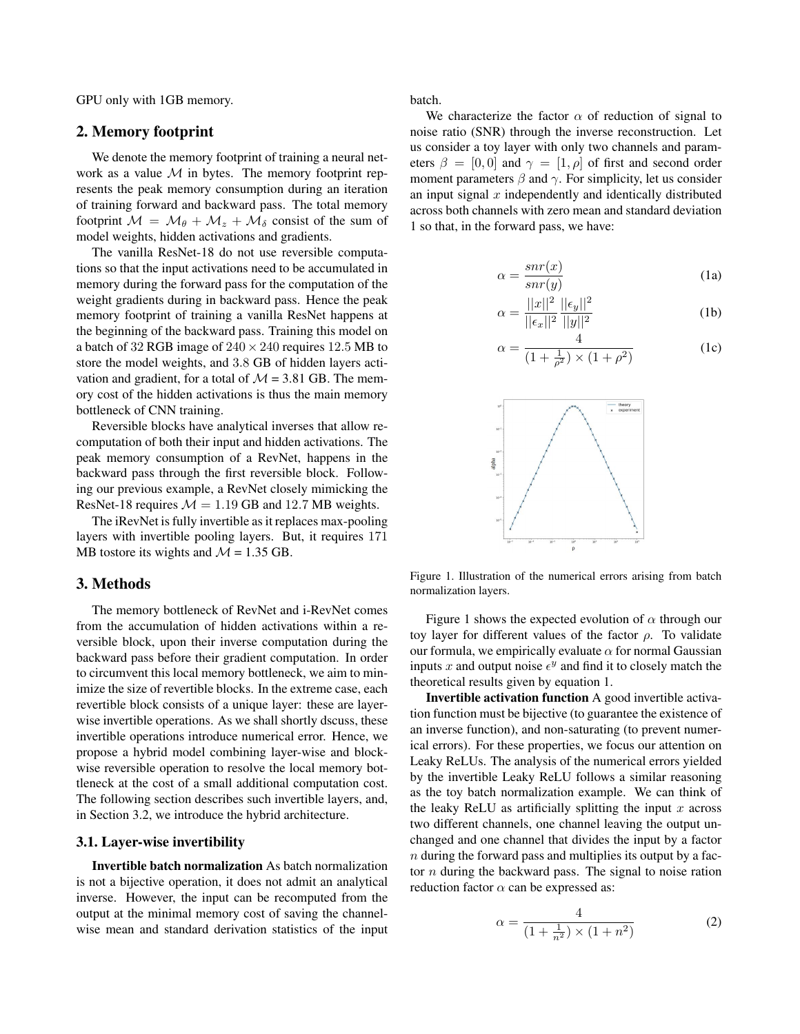GPU only with 1GB memory.

## 2. Memory footprint

We denote the memory footprint of training a neural network as a value $\mathcal{M}$ in bytes. The memory footprint represents the peak memory consumption during an iteration of training forward and backward pass. The total memory footprint $\mathcal{M} = \mathcal{M}_\theta + \mathcal{M}_z + \mathcal{M}_\delta$ consist of the sum of model weights, hidden activations and gradients.

The vanilla ResNet-18 do not use reversible computations so that the input activations need to be accumulated in memory during the forward pass for the computation of the weight gradients during in backward pass. Hence the peak memory footprint of training a vanilla ResNet happens at the beginning of the backward pass. Training this model on a batch of 32 RGB image of $240 \times 240$ requires 12.5 MB to store the model weights, and 3.8 GB of hidden layers activation and gradient, for a total of $\mathcal{M}$ = 3.81 GB. The memory cost of the hidden activations is thus the main memory bottleneck of CNN training.

Reversible blocks have analytical inverses that allow recomputation of both their input and hidden activations. The peak memory consumption of a RevNet, happens in the backward pass through the first reversible block. Following our previous example, a RevNet closely mimicking the ResNet-18 requires $\mathcal{M} = 1.19$ GB and 12.7 MB weights.

The iRevNet is fully invertible as it replaces max-pooling layers with invertible pooling layers. But, it requires 171 MB tostore its wights and $\mathcal{M}$ = 1.35 GB.

## 3. Methods

The memory bottleneck of RevNet and i-RevNet comes from the accumulation of hidden activations within a reversible block, upon their inverse computation during the backward pass before their gradient computation. In order to circumvent this local memory bottleneck, we aim to minimize the size of revertible blocks. In the extreme case, each revertible block consists of a unique layer: these are layer-wise invertible operations. As we shall shortly dscuss, these invertible operations introduce numerical error. Hence, we propose a hybrid model combining layer-wise and block-wise reversible operation to resolve the local memory bottleneck at the cost of a small additional computation cost. The following section describes such invertible layers, and, in Section 3.2, we introduce the hybrid architecture.

### 3.1. Layer-wise invertibility

**Invertible batch normalization** As batch normalization is not a bijective operation, it does not admit an analytical inverse. However, the input can be recomputed from the output at the minimal memory cost of saving the channel-wise mean and standard derivation statistics of the input batch.

We characterize the factor $\alpha$ of reduction of signal to noise ratio (SNR) through the inverse reconstruction. Let us consider a toy layer with only two channels and parameters $\beta = [0, 0]$ and $\gamma = [1, \rho]$ of first and second order moment parameters $\beta$ and $\gamma$. For simplicity, let us consider an input signal $x$ independently and identically distributed across both channels with zero mean and standard deviation 1 so that, in the forward pass, we have:

$$\alpha = \frac{snr(x)}{snr(y)} \tag{1a}$$

$$\alpha = \frac{||x||^2}{||\epsilon_x||^2} \frac{||\epsilon_y||^2}{||y||^2} \tag{1b}$$

$$\alpha = \frac{4}{(1 + \frac{1}{\rho^2}) \times (1 + \rho^2)} \tag{1c}$$

Figure 1. Illustration of the numerical errors arising from batch normalization layers.

Figure 1 shows the expected evolution of $\alpha$ through our toy layer for different values of the factor $\rho$. To validate our formula, we empirically evaluate $\alpha$ for normal Gaussian inputs $x$ and output noise $\epsilon^y$ and find it to closely match the theoretical results given by equation 1.

**Invertible activation function** A good invertible activation function must be bijective (to guarantee the existence of an inverse function), and non-saturating (to prevent numerical errors). For these properties, we focus our attention on Leaky ReLUs. The analysis of the numerical errors yielded by the invertible Leaky ReLU follows a similar reasoning as the toy batch normalization example. We can think of the leaky ReLU as artificially splitting the input $x$ across two different channels, one channel leaving the output unchanged and one channel that divides the input by a factor $n$ during the forward pass and multiplies its output by a factor $n$ during the backward pass. The signal to noise ration reduction factor $\alpha$ can be expressed as:

$$\alpha = \frac{4}{(1 + \frac{1}{n^2}) \times (1 + n^2)} \tag{2}$$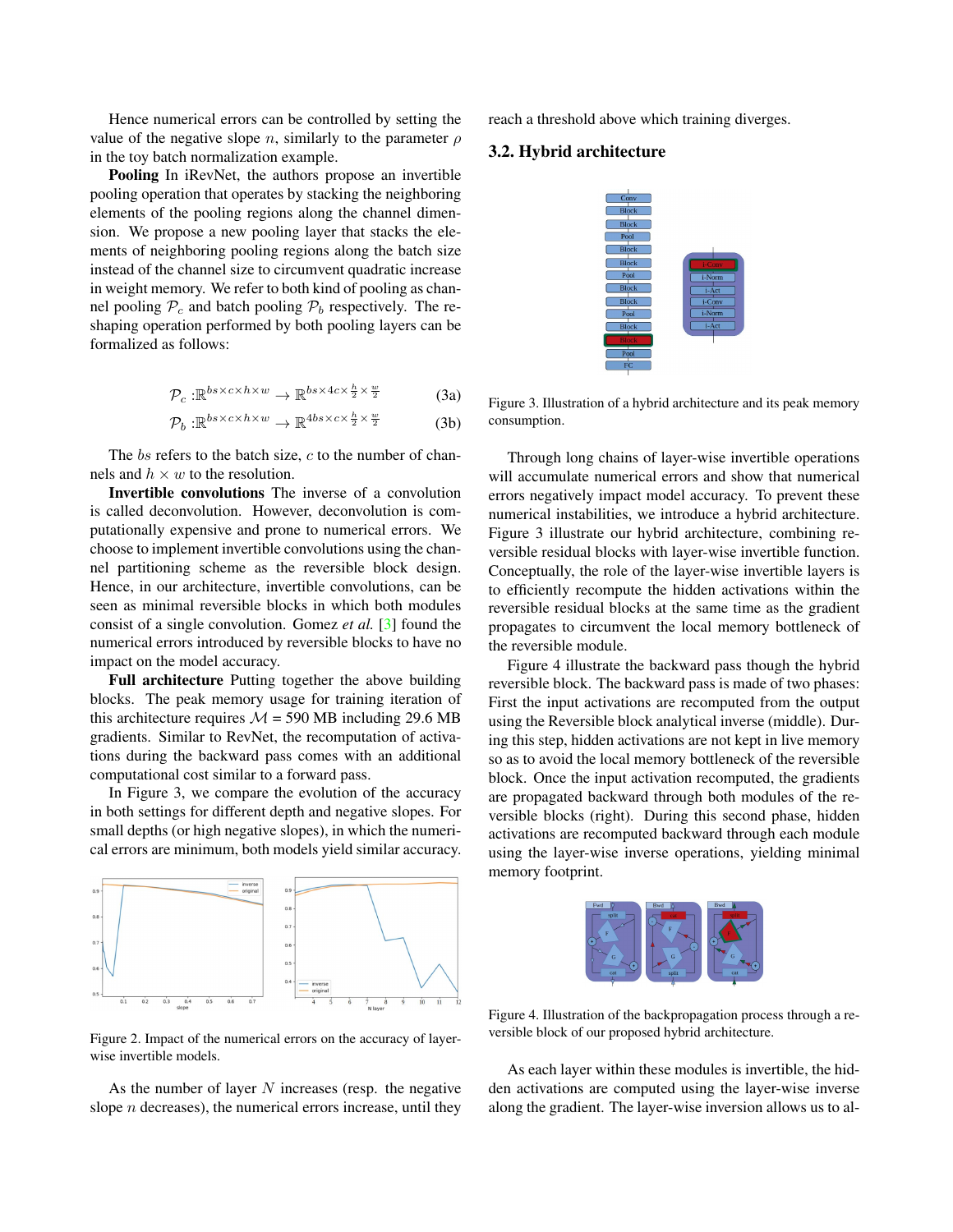Hence numerical errors can be controlled by setting the value of the negative slope $n$, similarly to the parameter $\rho$ in the toy batch normalization example.

**Pooling** In iRevNet, the authors propose an invertible pooling operation that operates by stacking the neighboring elements of the pooling regions along the channel dimension. We propose a new pooling layer that stacks the elements of neighboring pooling regions along the batch size instead of the channel size to circumvent quadratic increase in weight memory. We refer to both kind of pooling as channel pooling $\mathcal{P}_c$ and batch pooling $\mathcal{P}_b$ respectively. The reshaping operation performed by both pooling layers can be formalized as follows:

$$\mathcal{P}_c : \mathbb{R}^{bs \times c \times h \times w} \rightarrow \mathbb{R}^{bs \times 4c \times \frac{h}{2} \times \frac{w}{2}} \tag{3a}$$

$$\mathcal{P}_b : \mathbb{R}^{bs \times c \times h \times w} \rightarrow \mathbb{R}^{4bs \times c \times \frac{h}{2} \times \frac{w}{2}} \tag{3b}$$

The $bs$ refers to the batch size, $c$ to the number of channels and $h \times w$ to the resolution.

**Invertible convolutions** The inverse of a convolution is called deconvolution. However, deconvolution is computationally expensive and prone to numerical errors. We choose to implement invertible convolutions using the channel partitioning scheme as the reversible block design. Hence, in our architecture, invertible convolutions, can be seen as minimal reversible blocks in which both modules consist of a single convolution. Gomez *et al.* [3] found the numerical errors introduced by reversible blocks to have no impact on the model accuracy.

**Full architecture** Putting together the above building blocks. The peak memory usage for training iteration of this architecture requires $\mathcal{M}$ = 590 MB including 29.6 MB gradients. Similar to RevNet, the recomputation of activations during the backward pass comes with an additional computational cost similar to a forward pass.

In Figure 3, we compare the evolution of the accuracy in both settings for different depth and negative slopes. For small depths (or high negative slopes), in which the numerical errors are minimum, both models yield similar accuracy.

Figure 2. Impact of the numerical errors on the accuracy of layer-wise invertible models.

As the number of layer $N$ increases (resp. the negative slope $n$ decreases), the numerical errors increase, until they reach a threshold above which training diverges.

### 3.2. Hybrid architecture

Figure 3. Illustration of a hybrid architecture and its peak memory consumption.

Through long chains of layer-wise invertible operations will accumulate numerical errors and show that numerical errors negatively impact model accuracy. To prevent these numerical instabilities, we introduce a hybrid architecture. Figure 3 illustrate our hybrid architecture, combining reversible residual blocks with layer-wise invertible function. Conceptually, the role of the layer-wise invertible layers is to efficiently recompute the hidden activations within the reversible residual blocks at the same time as the gradient propagates to circumvent the local memory bottleneck of the reversible module.

Figure 4 illustrate the backward pass though the hybrid reversible block. The backward pass is made of two phases: First the input activations are recomputed from the output using the Reversible block analytical inverse (middle). During this step, hidden activations are not kept in live memory so as to avoid the local memory bottleneck of the reversible block. Once the input activation recomputed, the gradients are propagated backward through both modules of the reversible blocks (right). During this second phase, hidden activations are recomputed backward through each module using the layer-wise inverse operations, yielding minimal memory footprint.

Figure 4. Illustration of the backpropagation process through a reversible block of our proposed hybrid architecture.

As each layer within these modules is invertible, the hidden activations are computed using the layer-wise inverse along the gradient. The layer-wise inversion allows us to al-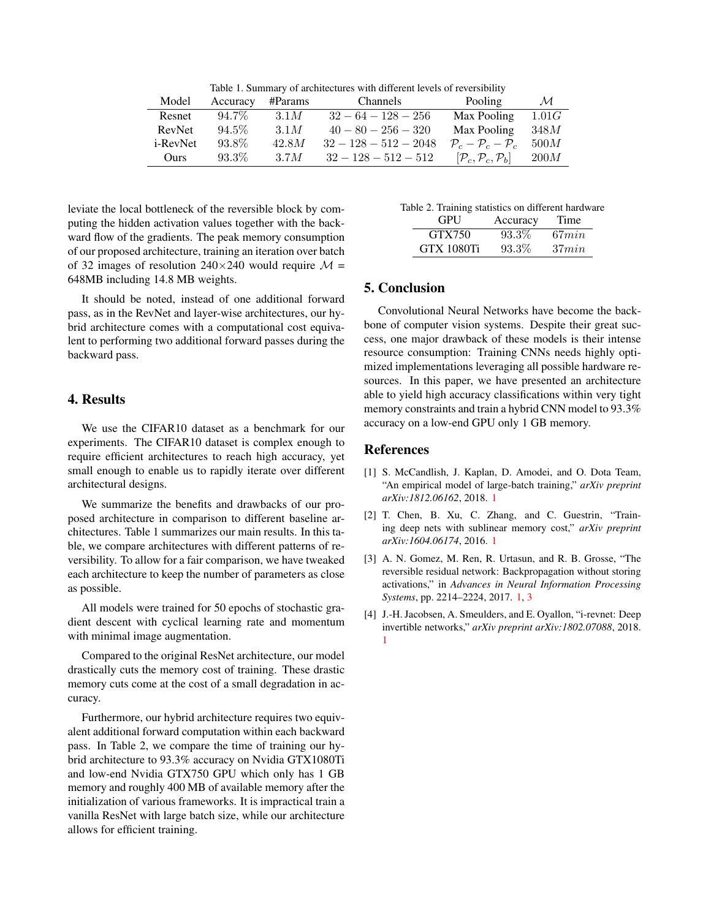Table 1. Summary of architectures with different levels of reversibility

| Model | Accuracy | #Params | Channels | Pooling | $\mathcal{M}$ |
|---|---|---|---|---|---|
| Resnet | $94.7\%$ | $3.1M$ | $32-64-128-256$ | Max Pooling | $1.01G$ |
| RevNet | $94.5\%$ | $3.1M$ | $40-80-256-320$ | Max Pooling | $348M$ |
| i-RevNet | $93.8\%$ | $42.8M$ | $32-128-512-2048$ | $\mathcal{P}_c - \mathcal{P}_c - \mathcal{P}_c$ | $500M$ |
| Ours | $93.3\%$ | $3.7M$ | $32-128-512-512$ | $[\mathcal{P}_c, \mathcal{P}_c, \mathcal{P}_b]$ | $200M$ |

leviate the local bottleneck of the reversible block by computing the hidden activation values together with the backward flow of the gradients. The peak memory consumption of our proposed architecture, training an iteration over batch of 32 images of resolution $240\times240$ would require $\mathcal{M}$ = 648MB including 14.8 MB weights.

It should be noted, instead of one additional forward pass, as in the RevNet and layer-wise architectures, our hybrid architecture comes with a computational cost equivalent to performing two additional forward passes during the backward pass.

## 4. Results

We use the CIFAR10 dataset as a benchmark for our experiments. The CIFAR10 dataset is complex enough to require efficient architectures to reach high accuracy, yet small enough to enable us to rapidly iterate over different architectural designs.

We summarize the benefits and drawbacks of our proposed architecture in comparison to different baseline architectures. Table 1 summarizes our main results. In this table, we compare architectures with different patterns of reversibility. To allow for a fair comparison, we have tweaked each architecture to keep the number of parameters as close as possible.

All models were trained for 50 epochs of stochastic gradient descent with cyclical learning rate and momentum with minimal image augmentation.

Compared to the original ResNet architecture, our model drastically cuts the memory cost of training. These drastic memory cuts come at the cost of a small degradation in accuracy.

Furthermore, our hybrid architecture requires two equivalent additional forward computation within each backward pass. In Table 2, we compare the time of training our hybrid architecture to 93.3% accuracy on Nvidia GTX1080Ti and low-end Nvidia GTX750 GPU which only has 1 GB memory and roughly 400 MB of available memory after the initialization of various frameworks. It is impractical train a vanilla ResNet with large batch size, while our architecture allows for efficient training.

Table 2. Training statistics on different hardware

| GPU | Accuracy | Time |
|---|---|---|
| GTX750 | $93.3\%$ | $67min$ |
| GTX 1080Ti | $93.3\%$ | $37min$ |

## 5. Conclusion

Convolutional Neural Networks have become the backbone of computer vision systems. Despite their great success, one major drawback of these models is their intense resource consumption: Training CNNs needs highly optimized implementations leveraging all possible hardware resources. In this paper, we have presented an architecture able to yield high accuracy classifications within very tight memory constraints and train a hybrid CNN model to 93.3% accuracy on a low-end GPU only 1 GB memory.

## References

[1] S. McCandlish, J. Kaplan, D. Amodei, and O. Dota Team, "An empirical model of large-batch training," *arXiv preprint arXiv:1812.06162*, 2018. 1

[2] T. Chen, B. Xu, C. Zhang, and C. Guestrin, "Training deep nets with sublinear memory cost," *arXiv preprint arXiv:1604.06174*, 2016. 1

[3] A. N. Gomez, M. Ren, R. Urtasun, and R. B. Grosse, "The reversible residual network: Backpropagation without storing activations," in *Advances in Neural Information Processing Systems*, pp. 2214–2224, 2017. 1, 3

[4] J.-H. Jacobsen, A. Smeulders, and E. Oyallon, "i-revnet: Deep invertible networks," *arXiv preprint arXiv:1802.07088*, 2018. 1